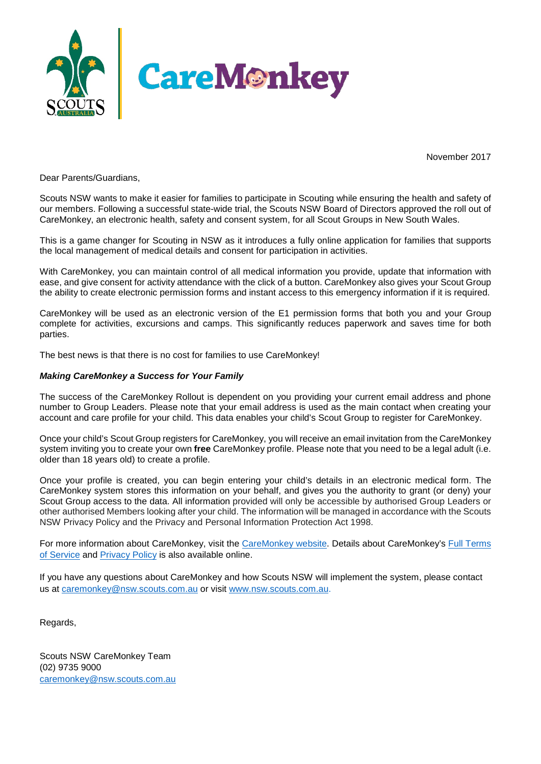November 2017

Dear Parents/Guardians,

Scouts NSW wants to make it easier for families to participate in Scouting while ensuring the health and safety of our members. Following a successful state-wide trial, the Scouts NSW Board of Directors approved the roll out of CareMonkey, an electronic health, safety and consent system, for all Scout Groups in New South Wales.

This is a game changer for Scouting in NSW as it introduces a fully online application for families that supports the local management of medical details and consent for participation in activities.

With CareMonkey, you can maintain control of all medical information you provide, update that information with ease, and give consent for activity attendance with the click of a button. CareMonkey also gives your Scout Group the ability to create electronic permission forms and instant access to this emergency information if it is required.

CareMonkey will be used as an electronic version of the E1 permission forms that both you and your Group complete for activities, excursions and camps. This significantly reduces paperwork and saves time for both parties.

The best news is that there is no cost for families to use CareMonkey!

***Making CareMonkey a Success for Your Family***

The success of the CareMonkey Rollout is dependent on you providing your current email address and phone number to Group Leaders. Please note that your email address is used as the main contact when creating your account and care profile for your child. This data enables your child's Scout Group to register for CareMonkey.

Once your child's Scout Group registers for CareMonkey, you will receive an email invitation from the CareMonkey system inviting you to create your own **free** CareMonkey profile. Please note that you need to be a legal adult (i.e. older than 18 years old) to create a profile.

Once your profile is created, you can begin entering your child's details in an electronic medical form. The CareMonkey system stores this information on your behalf, and gives you the authority to grant (or deny) your Scout Group access to the data. All information provided will only be accessible by authorised Group Leaders or other authorised Members looking after your child. The information will be managed in accordance with the Scouts NSW Privacy Policy and the Privacy and Personal Information Protection Act 1998.

For more information about CareMonkey, visit the CareMonkey website. Details about CareMonkey's Full Terms of Service and Privacy Policy is also available online.

If you have any questions about CareMonkey and how Scouts NSW will implement the system, please contact us at caremonkey@nsw.scouts.com.au or visit www.nsw.scouts.com.au.

Regards,

Scouts NSW CareMonkey Team
(02) 9735 9000
caremonkey@nsw.scouts.com.au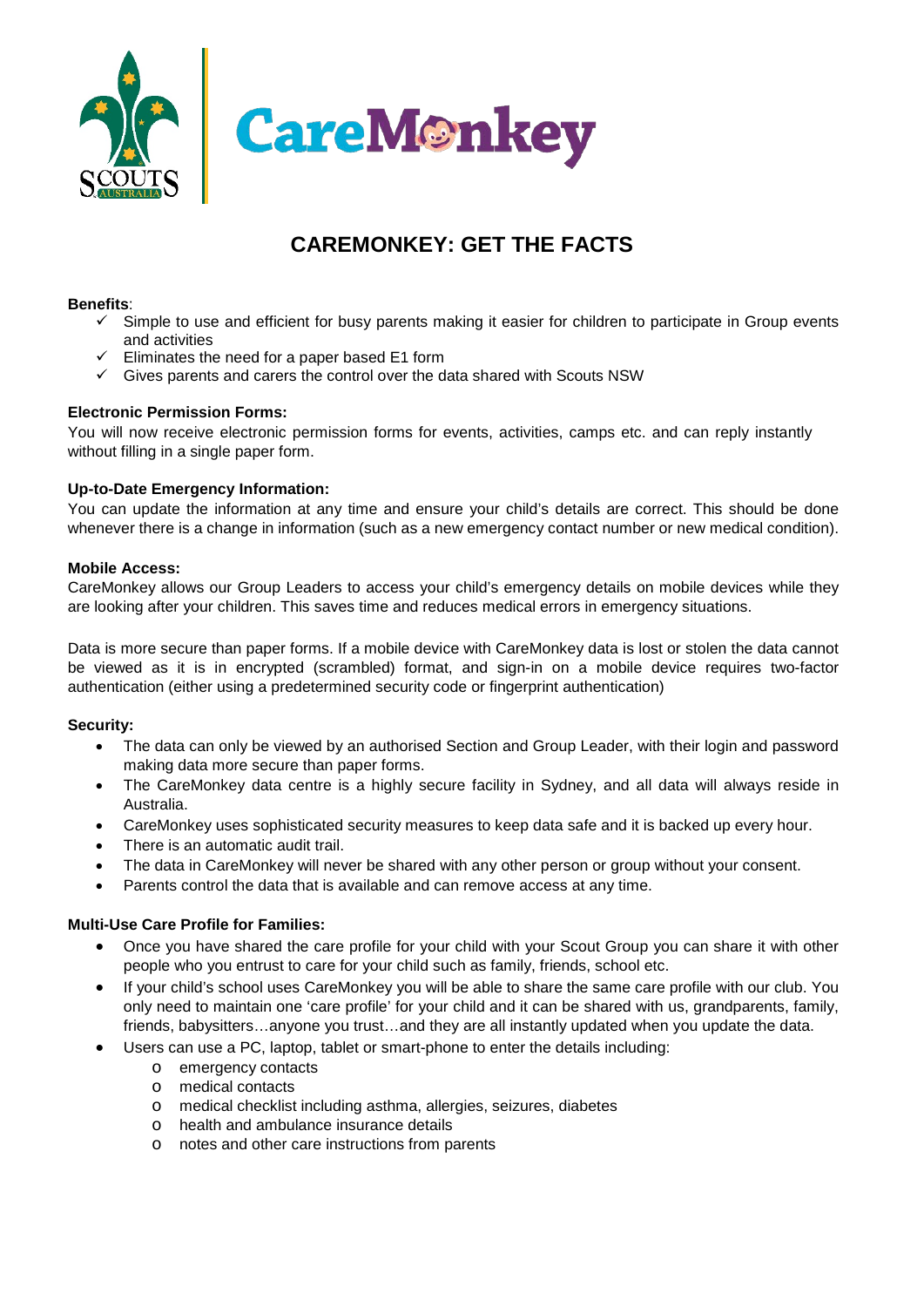# CAREMONKEY: GET THE FACTS

**Benefits**:

- ✓ Simple to use and efficient for busy parents making it easier for children to participate in Group events and activities
- ✓ Eliminates the need for a paper based E1 form
- ✓ Gives parents and carers the control over the data shared with Scouts NSW

**Electronic Permission Forms:**
You will now receive electronic permission forms for events, activities, camps etc. and can reply instantly without filling in a single paper form.

**Up-to-Date Emergency Information:**
You can update the information at any time and ensure your child's details are correct. This should be done whenever there is a change in information (such as a new emergency contact number or new medical condition).

**Mobile Access:**
CareMonkey allows our Group Leaders to access your child's emergency details on mobile devices while they are looking after your children. This saves time and reduces medical errors in emergency situations.

Data is more secure than paper forms. If a mobile device with CareMonkey data is lost or stolen the data cannot be viewed as it is in encrypted (scrambled) format, and sign-in on a mobile device requires two-factor authentication (either using a predetermined security code or fingerprint authentication)

**Security:**

- The data can only be viewed by an authorised Section and Group Leader, with their login and password making data more secure than paper forms.
- The CareMonkey data centre is a highly secure facility in Sydney, and all data will always reside in Australia.
- CareMonkey uses sophisticated security measures to keep data safe and it is backed up every hour.
- There is an automatic audit trail.
- The data in CareMonkey will never be shared with any other person or group without your consent.
- Parents control the data that is available and can remove access at any time.

**Multi-Use Care Profile for Families:**

- Once you have shared the care profile for your child with your Scout Group you can share it with other people who you entrust to care for your child such as family, friends, school etc.
- If your child's school uses CareMonkey you will be able to share the same care profile with our club. You only need to maintain one 'care profile' for your child and it can be shared with us, grandparents, family, friends, babysitters…anyone you trust…and they are all instantly updated when you update the data.
- Users can use a PC, laptop, tablet or smart-phone to enter the details including:
  - emergency contacts
  - medical contacts
  - medical checklist including asthma, allergies, seizures, diabetes
  - health and ambulance insurance details
  - notes and other care instructions from parents